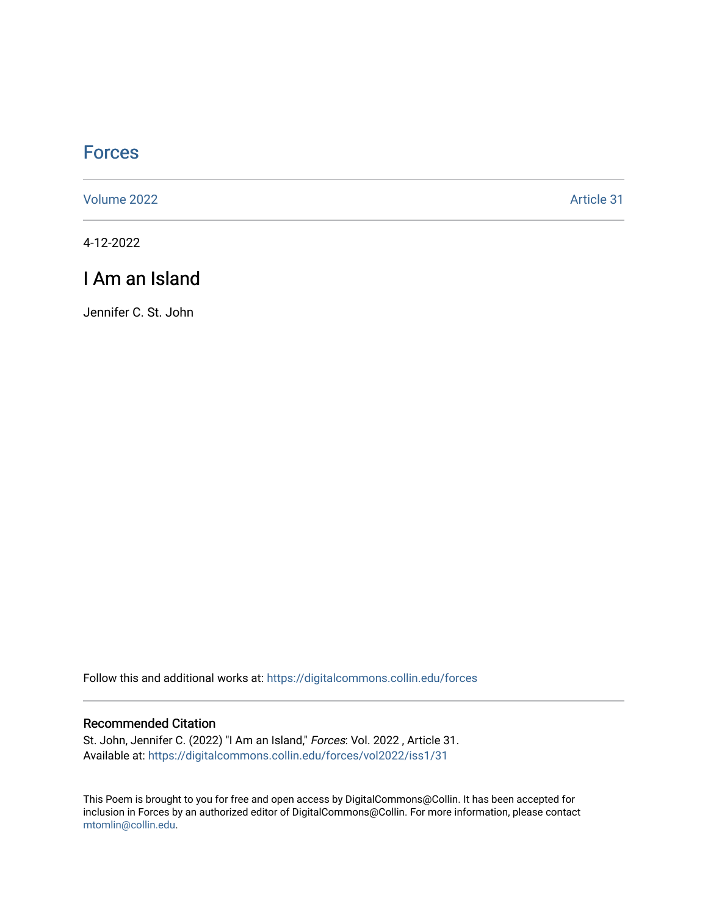# Forces

Volume 2022 Article 31

4-12-2022

## I Am an Island

Jennifer C. St. John

Follow this and additional works at: https://digitalcommons.collin.edu/forces

### Recommended Citation

St. John, Jennifer C. (2022) "I Am an Island," *Forces*: Vol. 2022 , Article 31.
Available at: https://digitalcommons.collin.edu/forces/vol2022/iss1/31

This Poem is brought to you for free and open access by DigitalCommons@Collin. It has been accepted for inclusion in Forces by an authorized editor of DigitalCommons@Collin. For more information, please contact mtomlin@collin.edu.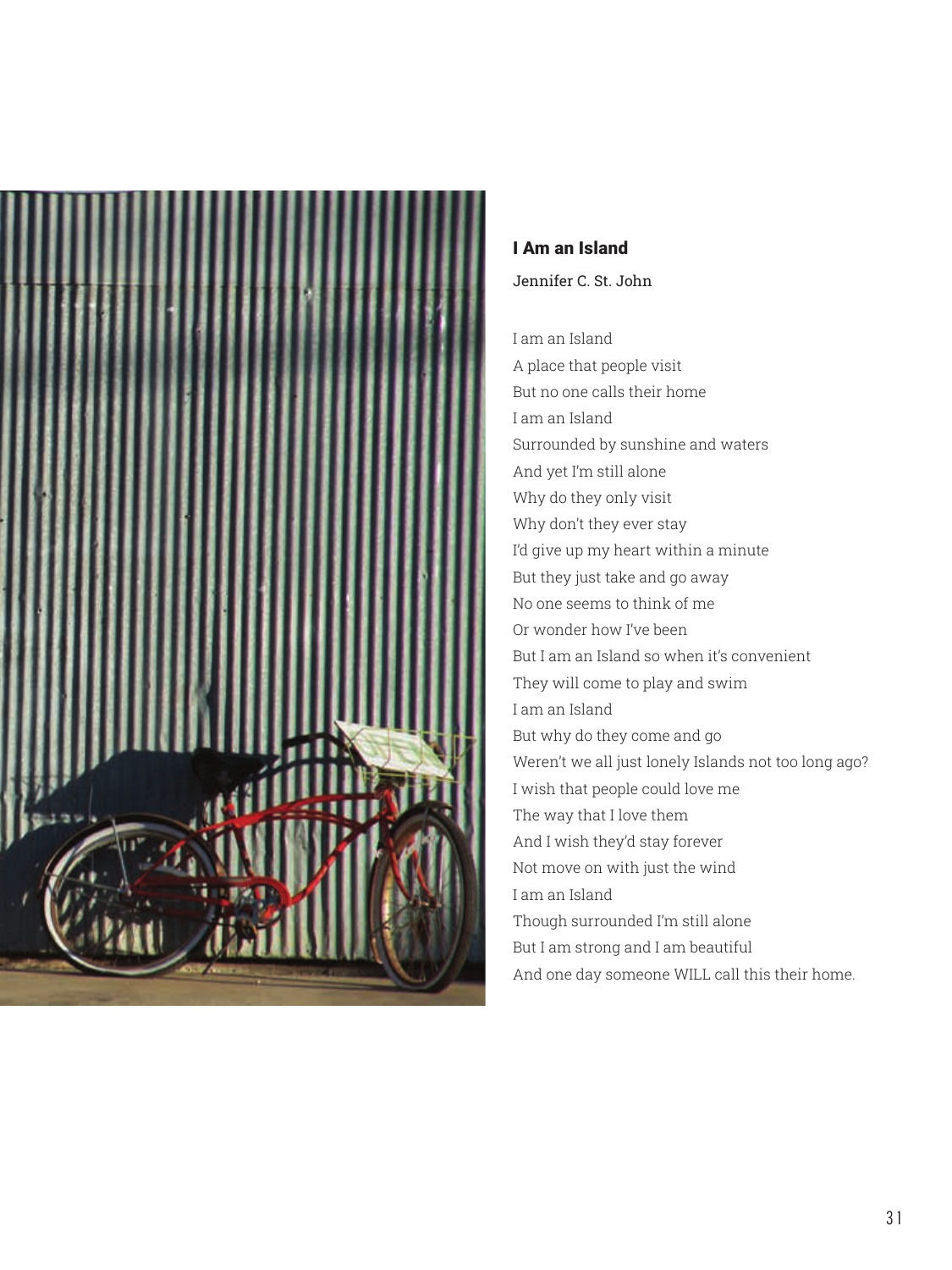## I Am an Island

Jennifer C. St. John

I am an Island  
A place that people visit  
But no one calls their home  
I am an Island  
Surrounded by sunshine and waters  
And yet I'm still alone  
Why do they only visit  
Why don't they ever stay  
I'd give up my heart within a minute  
But they just take and go away  
No one seems to think of me  
Or wonder how I've been  
But I am an Island so when it's convenient  
They will come to play and swim  
I am an Island  
But why do they come and go  
Weren't we all just lonely Islands not too long ago?  
I wish that people could love me  
The way that I love them  
And I wish they'd stay forever  
Not move on with just the wind  
I am an Island  
Though surrounded I'm still alone  
But I am strong and I am beautiful  
And one day someone WILL call this their home.